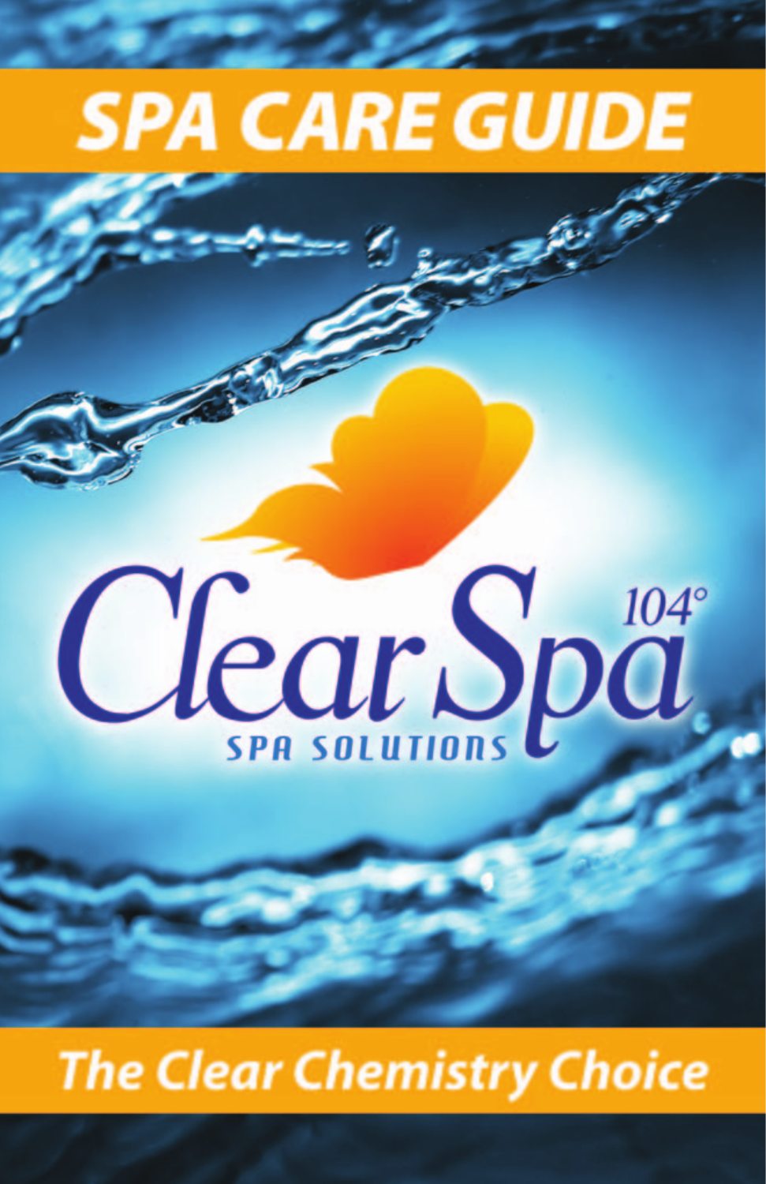# SPA CARE GUIDE

Clear Spa 104°

SPA SOLUTIONS

The Clear Chemistry Choice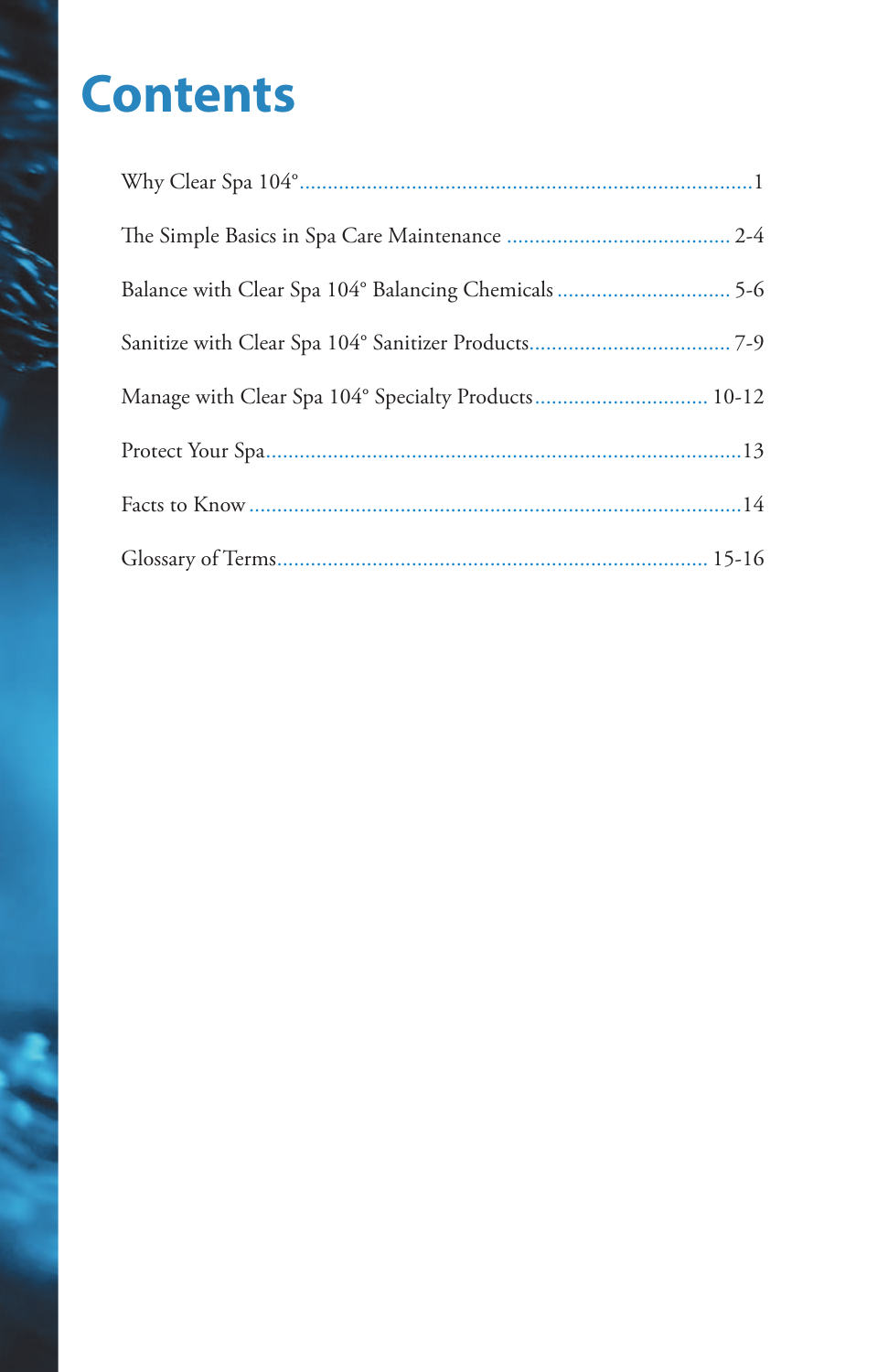# Contents

Why Clear Spa 104° .................................................. 1

The Simple Basics in Spa Care Maintenance .................................................. 2-4

Balance with Clear Spa 104° Balancing Chemicals .................................................. 5-6

Sanitize with Clear Spa 104° Sanitizer Products .................................................. 7-9

Manage with Clear Spa 104° Specialty Products .................................................. 10-12

Protect Your Spa .................................................. 13

Facts to Know .................................................. 14

Glossary of Terms .................................................. 15-16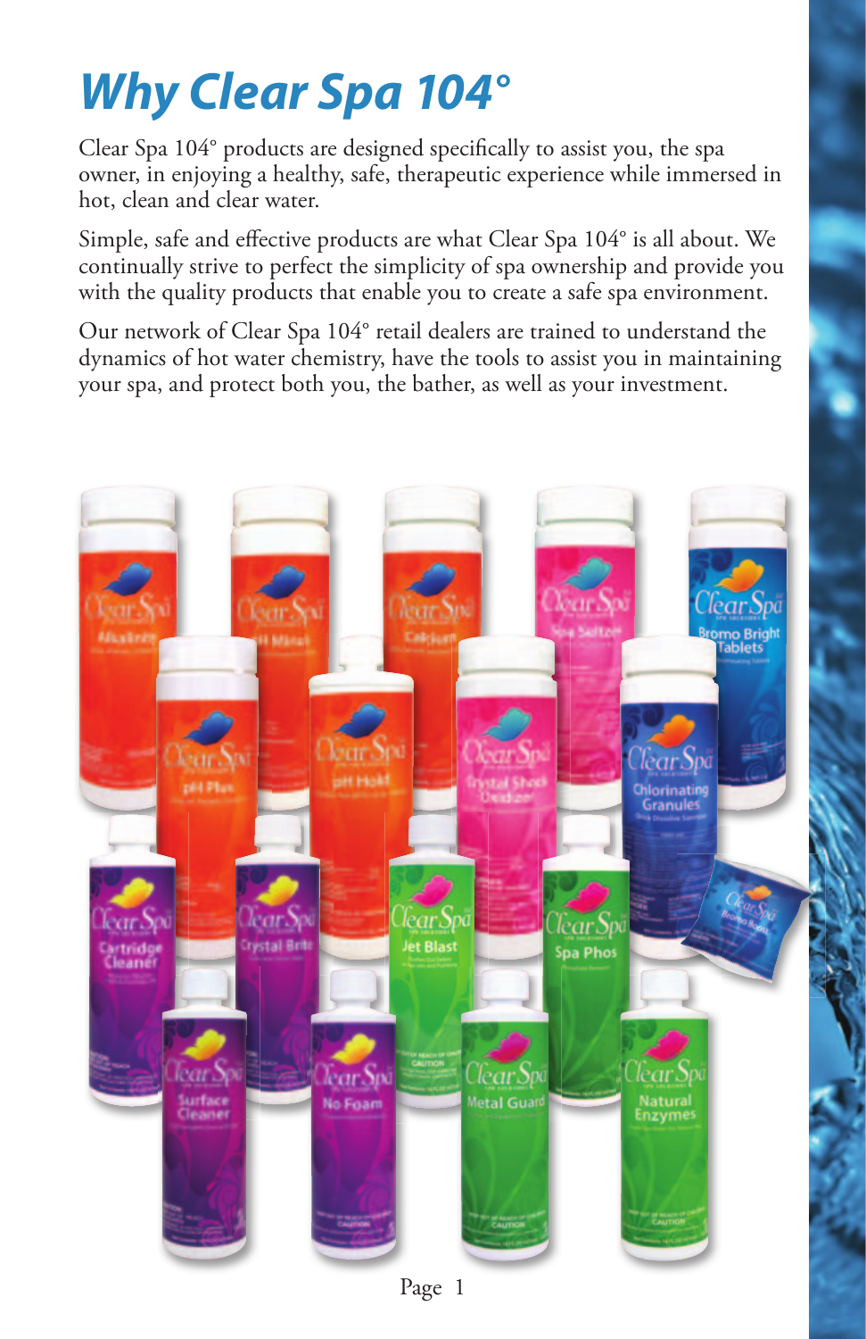# Why Clear Spa 104°

Clear Spa 104° products are designed specifically to assist you, the spa owner, in enjoying a healthy, safe, therapeutic experience while immersed in hot, clean and clear water.

Simple, safe and effective products are what Clear Spa 104° is all about. We continually strive to perfect the simplicity of spa ownership and provide you with the quality products that enable you to create a safe spa environment.

Our network of Clear Spa 104° retail dealers are trained to understand the dynamics of hot water chemistry, have the tools to assist you in maintaining your spa, and protect both you, the bather, as well as your investment.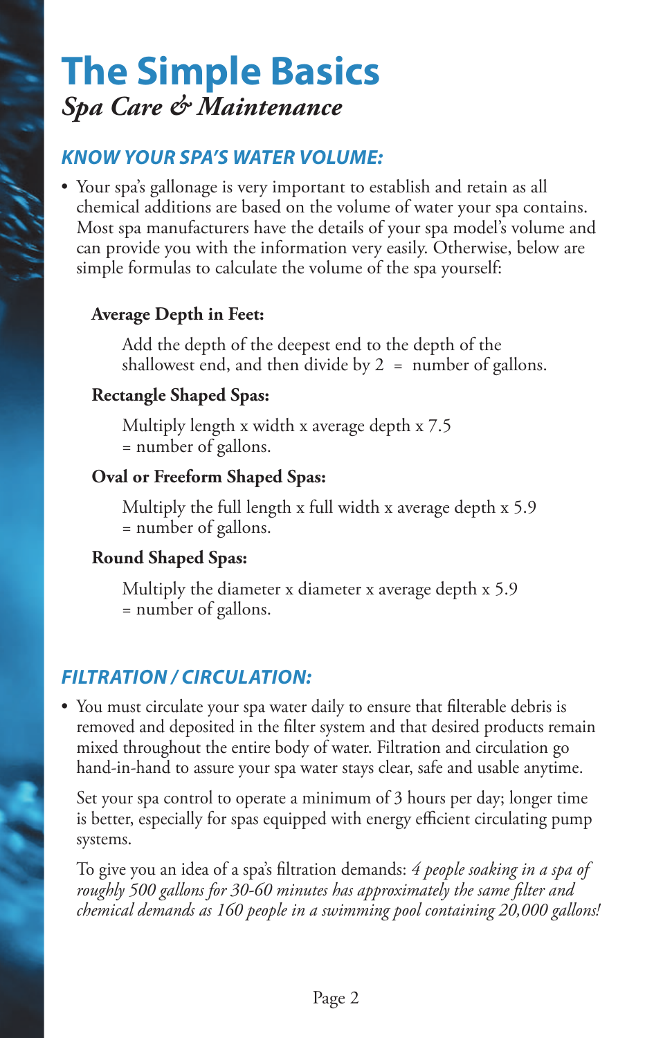# The Simple Basics

*Spa Care & Maintenance*

## *KNOW YOUR SPA'S WATER VOLUME:*

- Your spa's gallonage is very important to establish and retain as all chemical additions are based on the volume of water your spa contains. Most spa manufacturers have the details of your spa model's volume and can provide you with the information very easily. Otherwise, below are simple formulas to calculate the volume of the spa yourself:

**Average Depth in Feet:**

Add the depth of the deepest end to the depth of the shallowest end, and then divide by 2 = number of gallons.

**Rectangle Shaped Spas:**

Multiply length x width x average depth x 7.5 = number of gallons.

**Oval or Freeform Shaped Spas:**

Multiply the full length x full width x average depth x 5.9 = number of gallons.

**Round Shaped Spas:**

Multiply the diameter x diameter x average depth x 5.9 = number of gallons.

## *FILTRATION / CIRCULATION:*

- You must circulate your spa water daily to ensure that filterable debris is removed and deposited in the filter system and that desired products remain mixed throughout the entire body of water. Filtration and circulation go hand-in-hand to assure your spa water stays clear, safe and usable anytime.

  Set your spa control to operate a minimum of 3 hours per day; longer time is better, especially for spas equipped with energy efficient circulating pump systems.

  To give you an idea of a spa's filtration demands: *4 people soaking in a spa of roughly 500 gallons for 30-60 minutes has approximately the same filter and chemical demands as 160 people in a swimming pool containing 20,000 gallons!*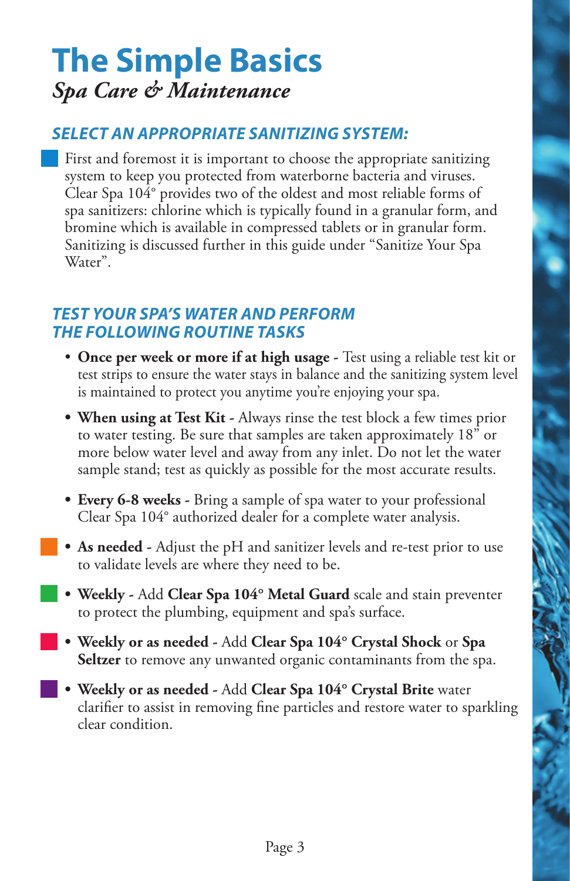# The Simple Basics

## *Spa Care & Maintenance*

### *SELECT AN APPROPRIATE SANITIZING SYSTEM:*

First and foremost it is important to choose the appropriate sanitizing system to keep you protected from waterborne bacteria and viruses. Clear Spa 104° provides two of the oldest and most reliable forms of spa sanitizers: chlorine which is typically found in a granular form, and bromine which is available in compressed tablets or in granular form. Sanitizing is discussed further in this guide under "Sanitize Your Spa Water".

### *TEST YOUR SPA'S WATER AND PERFORM THE FOLLOWING ROUTINE TASKS*

- **Once per week or more if at high usage -** Test using a reliable test kit or test strips to ensure the water stays in balance and the sanitizing system level is maintained to protect you anytime you're enjoying your spa.
- **When using at Test Kit -** Always rinse the test block a few times prior to water testing. Be sure that samples are taken approximately 18" or more below water level and away from any inlet. Do not let the water sample stand; test as quickly as possible for the most accurate results.
- **Every 6-8 weeks -** Bring a sample of spa water to your professional Clear Spa 104° authorized dealer for a complete water analysis.
- **As needed -** Adjust the pH and sanitizer levels and re-test prior to use to validate levels are where they need to be.
- **Weekly** - Add **Clear Spa 104° Metal Guard** scale and stain preventer to protect the plumbing, equipment and spa's surface.
- **Weekly or as needed** - Add **Clear Spa 104° Crystal Shock** or **Spa Seltzer** to remove any unwanted organic contaminants from the spa.
- **Weekly or as needed** - Add **Clear Spa 104° Crystal Brite** water clarifier to assist in removing fine particles and restore water to sparkling clear condition.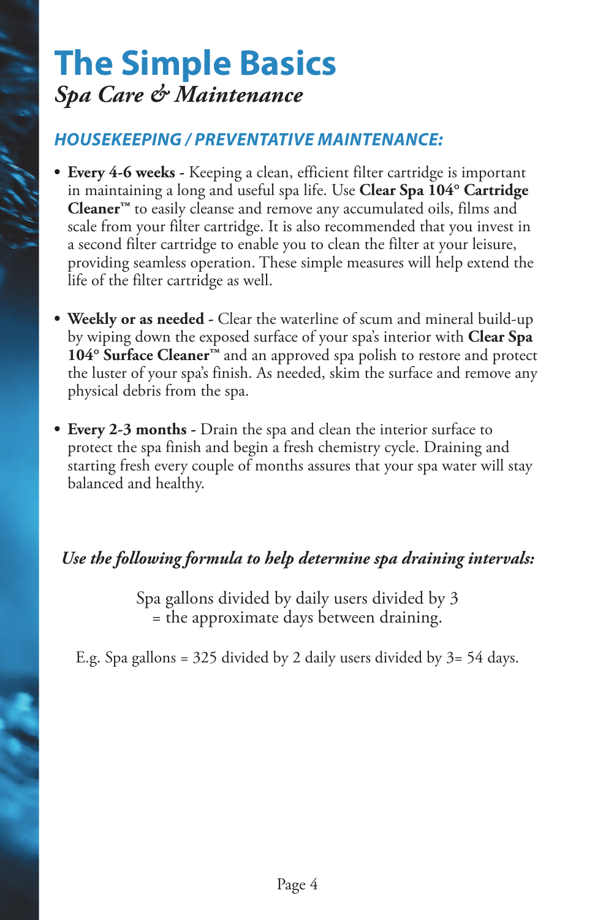# The Simple Basics

*Spa Care & Maintenance*

## *HOUSEKEEPING / PREVENTATIVE MAINTENANCE:*

- **Every 4-6 weeks -** Keeping a clean, efficient filter cartridge is important in maintaining a long and useful spa life. Use **Clear Spa 104° Cartridge Cleaner™** to easily cleanse and remove any accumulated oils, films and scale from your filter cartridge. It is also recommended that you invest in a second filter cartridge to enable you to clean the filter at your leisure, providing seamless operation. These simple measures will help extend the life of the filter cartridge as well.

- **Weekly or as needed -** Clear the waterline of scum and mineral build-up by wiping down the exposed surface of your spa's interior with **Clear Spa 104° Surface Cleaner™** and an approved spa polish to restore and protect the luster of your spa's finish. As needed, skim the surface and remove any physical debris from the spa.

- **Every 2-3 months -** Drain the spa and clean the interior surface to protect the spa finish and begin a fresh chemistry cycle. Draining and starting fresh every couple of months assures that your spa water will stay balanced and healthy.

***Use the following formula to help determine spa draining intervals:***

Spa gallons divided by daily users divided by 3
= the approximate days between draining.

E.g. Spa gallons = 325 divided by 2 daily users divided by 3= 54 days.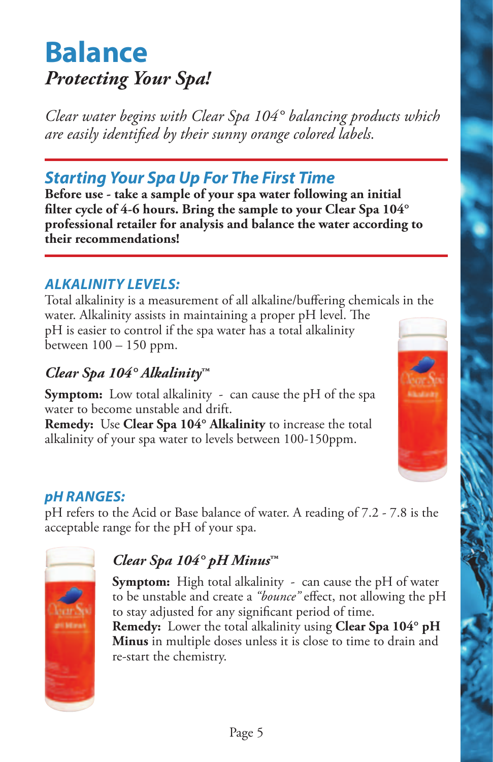# Balance

## *Protecting Your Spa!*

*Clear water begins with Clear Spa 104° balancing products which are easily identified by their sunny orange colored labels.*

## *Starting Your Spa Up For The First Time*

**Before use - take a sample of your spa water following an initial filter cycle of 4-6 hours. Bring the sample to your Clear Spa 104° professional retailer for analysis and balance the water according to their recommendations!**

### *ALKALINITY LEVELS:*

Total alkalinity is a measurement of all alkaline/buffering chemicals in the water. Alkalinity assists in maintaining a proper pH level. The pH is easier to control if the spa water has a total alkalinity between 100 – 150 ppm.

#### *Clear Spa 104° Alkalinity™*

**Symptom:** Low total alkalinity - can cause the pH of the spa water to become unstable and drift.
**Remedy:** Use **Clear Spa 104° Alkalinity** to increase the total alkalinity of your spa water to levels between 100-150ppm.

### *pH RANGES:*

pH refers to the Acid or Base balance of water. A reading of 7.2 - 7.8 is the acceptable range for the pH of your spa.

#### *Clear Spa 104° pH Minus™*

**Symptom:** High total alkalinity - can cause the pH of water to be unstable and create a *"bounce"* effect, not allowing the pH to stay adjusted for any significant period of time.
**Remedy:** Lower the total alkalinity using **Clear Spa 104° pH Minus** in multiple doses unless it is close to time to drain and re-start the chemistry.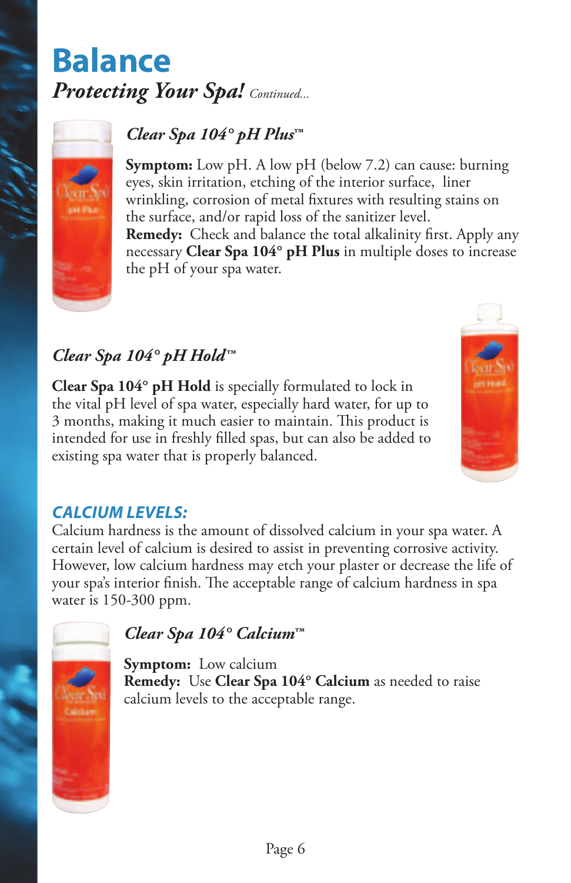# Balance

## *Protecting Your Spa!* *Continued...*

### *Clear Spa 104° pH Plus™*

**Symptom:** Low pH. A low pH (below 7.2) can cause: burning eyes, skin irritation, etching of the interior surface, liner wrinkling, corrosion of metal fixtures with resulting stains on the surface, and/or rapid loss of the sanitizer level.
**Remedy:** Check and balance the total alkalinity first. Apply any necessary **Clear Spa 104° pH Plus** in multiple doses to increase the pH of your spa water.

### *Clear Spa 104° pH Hold™*

**Clear Spa 104° pH Hold** is specially formulated to lock in the vital pH level of spa water, especially hard water, for up to 3 months, making it much easier to maintain. This product is intended for use in freshly filled spas, but can also be added to existing spa water that is properly balanced.

### *CALCIUM LEVELS:*

Calcium hardness is the amount of dissolved calcium in your spa water. A certain level of calcium is desired to assist in preventing corrosive activity. However, low calcium hardness may etch your plaster or decrease the life of your spa's interior finish. The acceptable range of calcium hardness in spa water is 150-300 ppm.

### *Clear Spa 104° Calcium™*

**Symptom:** Low calcium
**Remedy:** Use **Clear Spa 104° Calcium** as needed to raise calcium levels to the acceptable range.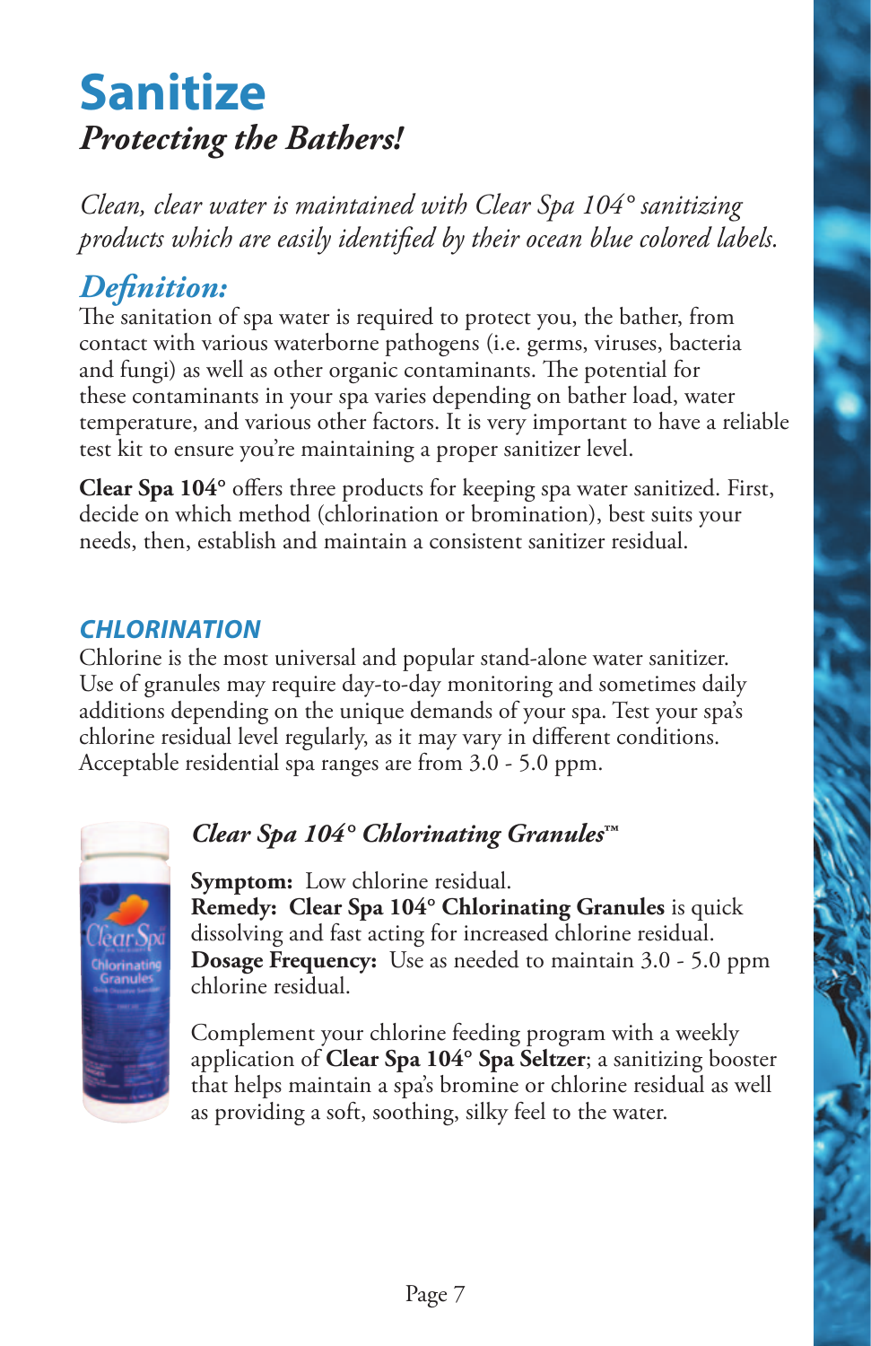# Sanitize

***Protecting the Bathers!***

*Clean, clear water is maintained with Clear Spa 104° sanitizing products which are easily identified by their ocean blue colored labels.*

## *Definition:*

The sanitation of spa water is required to protect you, the bather, from contact with various waterborne pathogens (i.e. germs, viruses, bacteria and fungi) as well as other organic contaminants. The potential for these contaminants in your spa varies depending on bather load, water temperature, and various other factors. It is very important to have a reliable test kit to ensure you're maintaining a proper sanitizer level.

**Clear Spa 104°** offers three products for keeping spa water sanitized. First, decide on which method (chlorination or bromination), best suits your needs, then, establish and maintain a consistent sanitizer residual.

### *CHLORINATION*

Chlorine is the most universal and popular stand-alone water sanitizer. Use of granules may require day-to-day monitoring and sometimes daily additions depending on the unique demands of your spa. Test your spa's chlorine residual level regularly, as it may vary in different conditions. Acceptable residential spa ranges are from 3.0 - 5.0 ppm.

#### *Clear Spa 104° Chlorinating Granules™*

**Symptom:** Low chlorine residual.
**Remedy: Clear Spa 104° Chlorinating Granules** is quick dissolving and fast acting for increased chlorine residual.
**Dosage Frequency:** Use as needed to maintain 3.0 - 5.0 ppm chlorine residual.

Complement your chlorine feeding program with a weekly application of **Clear Spa 104° Spa Seltzer**; a sanitizing booster that helps maintain a spa's bromine or chlorine residual as well as providing a soft, soothing, silky feel to the water.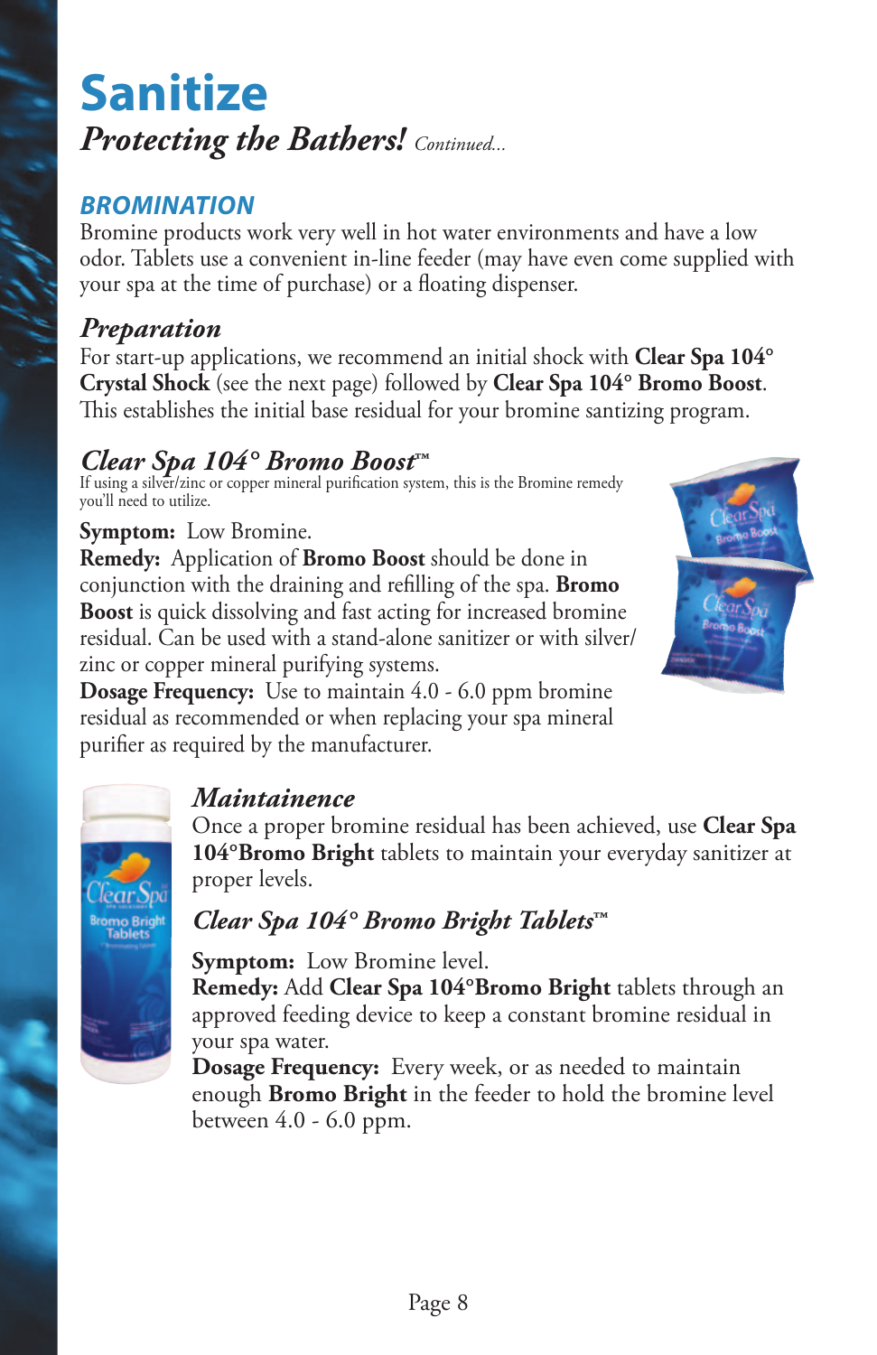# Sanitize

## *Protecting the Bathers!* *Continued...*

### *BROMINATION*

Bromine products work very well in hot water environments and have a low odor. Tablets use a convenient in-line feeder (may have even come supplied with your spa at the time of purchase) or a floating dispenser.

### *Preparation*

For start-up applications, we recommend an initial shock with **Clear Spa 104° Crystal Shock** (see the next page) followed by **Clear Spa 104° Bromo Boost**. This establishes the initial base residual for your bromine santizing program.

### *Clear Spa 104° Bromo Boost*™

If using a silver/zinc or copper mineral purification system, this is the Bromine remedy you'll need to utilize.

**Symptom:** Low Bromine.
**Remedy:** Application of **Bromo Boost** should be done in conjunction with the draining and refilling of the spa. **Bromo Boost** is quick dissolving and fast acting for increased bromine residual. Can be used with a stand-alone sanitizer or with silver/ zinc or copper mineral purifying systems.
**Dosage Frequency:** Use to maintain 4.0 - 6.0 ppm bromine residual as recommended or when replacing your spa mineral purifier as required by the manufacturer.

### *Maintainence*

Once a proper bromine residual has been achieved, use **Clear Spa 104°Bromo Bright** tablets to maintain your everyday sanitizer at proper levels.

### *Clear Spa 104° Bromo Bright Tablets*™

**Symptom:** Low Bromine level.
**Remedy:** Add **Clear Spa 104°Bromo Bright** tablets through an approved feeding device to keep a constant bromine residual in your spa water.
**Dosage Frequency:** Every week, or as needed to maintain enough **Bromo Bright** in the feeder to hold the bromine level between 4.0 - 6.0 ppm.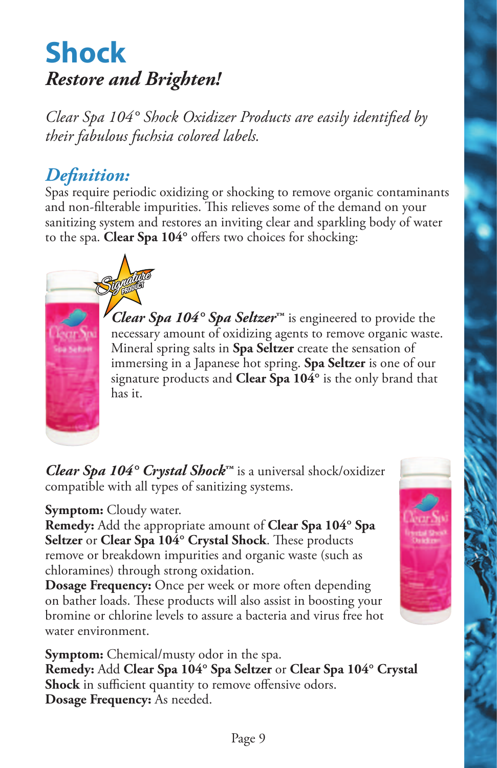# Shock

## *Restore and Brighten!*

*Clear Spa 104° Shock Oxidizer Products are easily identified by their fabulous fuchsia colored labels.*

### *Definition:*

Spas require periodic oxidizing or shocking to remove organic contaminants and non-filterable impurities. This relieves some of the demand on your sanitizing system and restores an inviting clear and sparkling body of water to the spa. **Clear Spa 104°** offers two choices for shocking:

***Clear Spa 104° Spa Seltzer***™ is engineered to provide the necessary amount of oxidizing agents to remove organic waste. Mineral spring salts in **Spa Seltzer** create the sensation of immersing in a Japanese hot spring. **Spa Seltzer** is one of our signature products and **Clear Spa 104°** is the only brand that has it.

***Clear Spa 104° Crystal Shock***™ is a universal shock/oxidizer compatible with all types of sanitizing systems.

**Symptom:** Cloudy water.
**Remedy:** Add the appropriate amount of **Clear Spa 104° Spa Seltzer** or **Clear Spa 104° Crystal Shock**. These products remove or breakdown impurities and organic waste (such as chloramines) through strong oxidation.
**Dosage Frequency:** Once per week or more often depending on bather loads. These products will also assist in boosting your bromine or chlorine levels to assure a bacteria and virus free hot water environment.

**Symptom:** Chemical/musty odor in the spa.
**Remedy:** Add **Clear Spa 104° Spa Seltzer** or **Clear Spa 104° Crystal Shock** in sufficient quantity to remove offensive odors.
**Dosage Frequency:** As needed.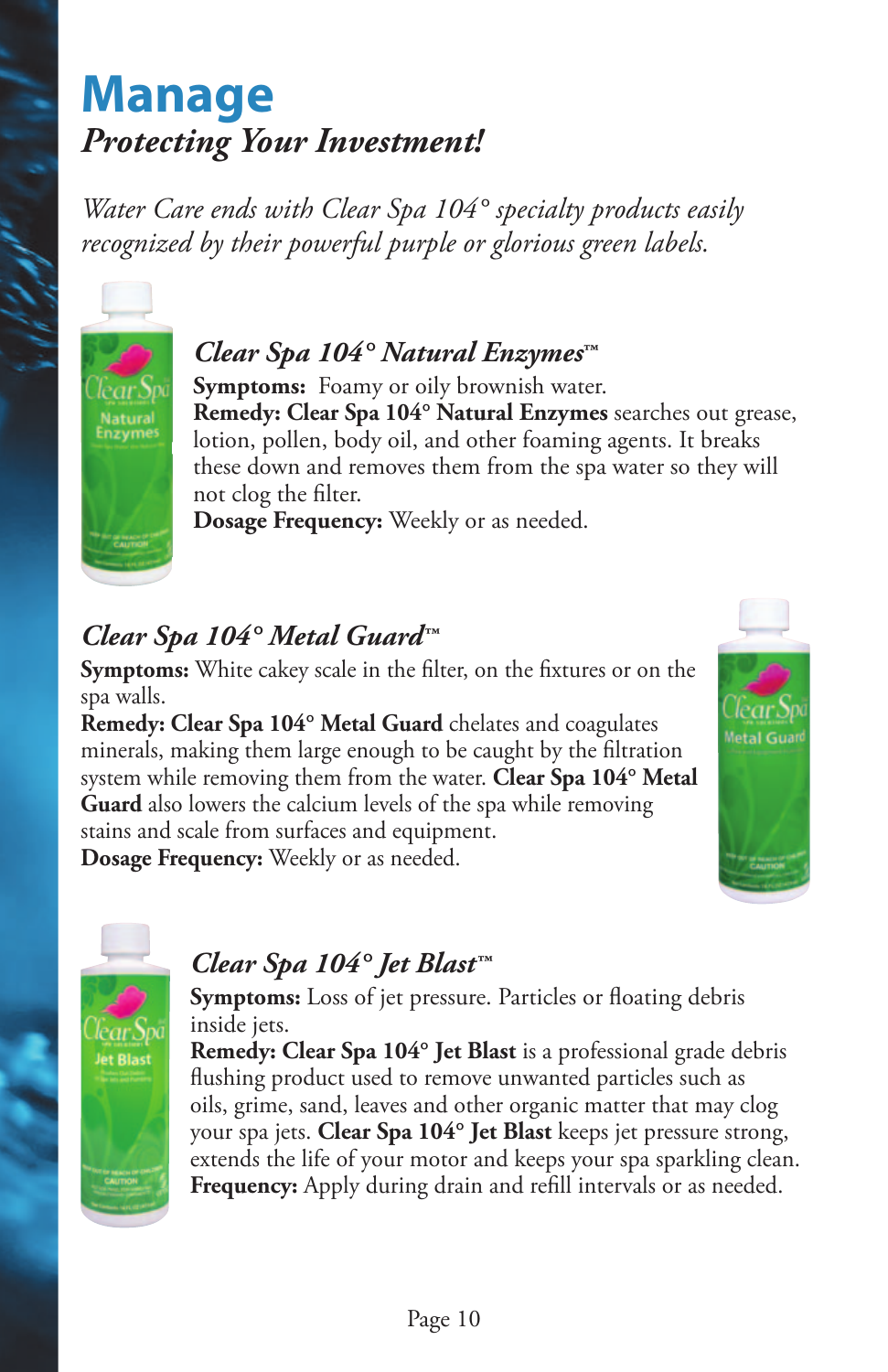# Manage

*Protecting Your Investment!*

*Water Care ends with Clear Spa 104° specialty products easily recognized by their powerful purple or glorious green labels.*

## *Clear Spa 104° Natural Enzymes™*

**Symptoms:** Foamy or oily brownish water.
**Remedy: Clear Spa 104° Natural Enzymes** searches out grease, lotion, pollen, body oil, and other foaming agents. It breaks these down and removes them from the spa water so they will not clog the filter.
**Dosage Frequency:** Weekly or as needed.

## *Clear Spa 104° Metal Guard™*

**Symptoms:** White cakey scale in the filter, on the fixtures or on the spa walls.
**Remedy: Clear Spa 104° Metal Guard** chelates and coagulates minerals, making them large enough to be caught by the filtration system while removing them from the water. **Clear Spa 104° Metal Guard** also lowers the calcium levels of the spa while removing stains and scale from surfaces and equipment.
**Dosage Frequency:** Weekly or as needed.

## *Clear Spa 104° Jet Blast™*

**Symptoms:** Loss of jet pressure. Particles or floating debris inside jets.
**Remedy: Clear Spa 104° Jet Blast** is a professional grade debris flushing product used to remove unwanted particles such as oils, grime, sand, leaves and other organic matter that may clog your spa jets. **Clear Spa 104° Jet Blast** keeps jet pressure strong, extends the life of your motor and keeps your spa sparkling clean.
**Frequency:** Apply during drain and refill intervals or as needed.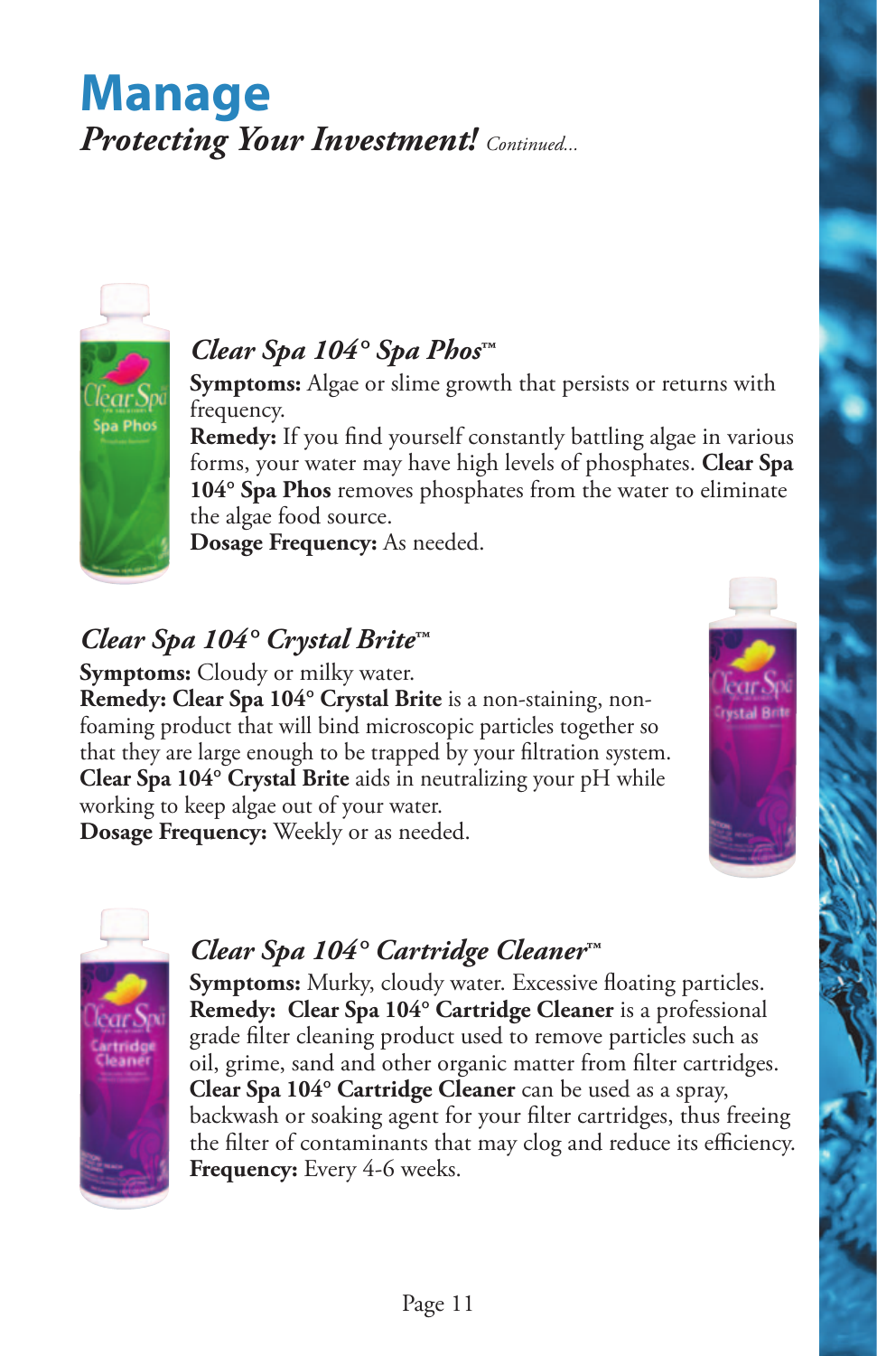# Manage

*Protecting Your Investment!* *Continued...*

### *Clear Spa 104° Spa Phos™*

**Symptoms:** Algae or slime growth that persists or returns with frequency.
**Remedy:** If you find yourself constantly battling algae in various forms, your water may have high levels of phosphates. **Clear Spa 104° Spa Phos** removes phosphates from the water to eliminate the algae food source.
**Dosage Frequency:** As needed.

### *Clear Spa 104° Crystal Brite™*

**Symptoms:** Cloudy or milky water.
**Remedy: Clear Spa 104° Crystal Brite** is a non-staining, non-foaming product that will bind microscopic particles together so that they are large enough to be trapped by your filtration system. **Clear Spa 104° Crystal Brite** aids in neutralizing your pH while working to keep algae out of your water.
**Dosage Frequency:** Weekly or as needed.

### *Clear Spa 104° Cartridge Cleaner™*

**Symptoms:** Murky, cloudy water. Excessive floating particles.
**Remedy: Clear Spa 104° Cartridge Cleaner** is a professional grade filter cleaning product used to remove particles such as oil, grime, sand and other organic matter from filter cartridges. **Clear Spa 104° Cartridge Cleaner** can be used as a spray, backwash or soaking agent for your filter cartridges, thus freeing the filter of contaminants that may clog and reduce its efficiency.
**Frequency:** Every 4-6 weeks.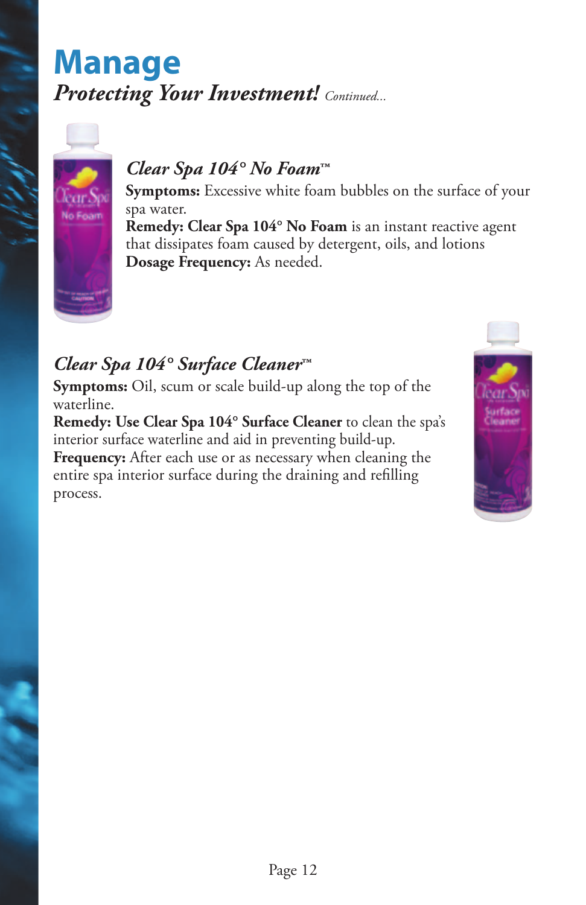# Manage

## *Protecting Your Investment!* *Continued...*

### *Clear Spa 104° No Foam™*

**Symptoms:** Excessive white foam bubbles on the surface of your spa water.
**Remedy: Clear Spa 104° No Foam** is an instant reactive agent that dissipates foam caused by detergent, oils, and lotions
**Dosage Frequency:** As needed.

### *Clear Spa 104° Surface Cleaner™*

**Symptoms:** Oil, scum or scale build-up along the top of the waterline.
**Remedy: Use Clear Spa 104° Surface Cleaner** to clean the spa's interior surface waterline and aid in preventing build-up.
**Frequency:** After each use or as necessary when cleaning the entire spa interior surface during the draining and refilling process.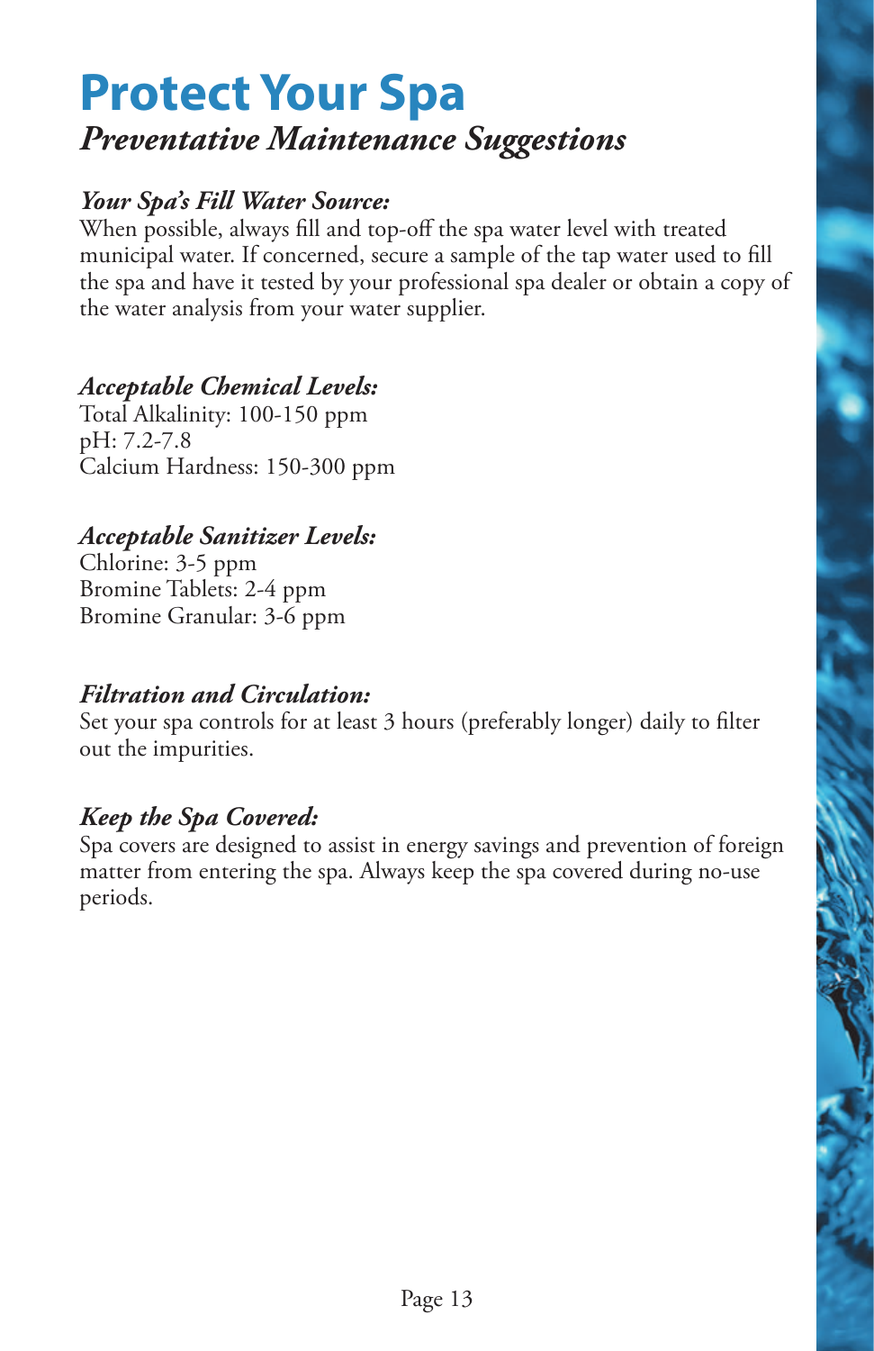# Protect Your Spa

## *Preventative Maintenance Suggestions*

### *Your Spa's Fill Water Source:*

When possible, always fill and top-off the spa water level with treated municipal water. If concerned, secure a sample of the tap water used to fill the spa and have it tested by your professional spa dealer or obtain a copy of the water analysis from your water supplier.

### *Acceptable Chemical Levels:*

Total Alkalinity: 100-150 ppm
pH: 7.2-7.8
Calcium Hardness: 150-300 ppm

### *Acceptable Sanitizer Levels:*

Chlorine: 3-5 ppm
Bromine Tablets: 2-4 ppm
Bromine Granular: 3-6 ppm

### *Filtration and Circulation:*

Set your spa controls for at least 3 hours (preferably longer) daily to filter out the impurities.

### *Keep the Spa Covered:*

Spa covers are designed to assist in energy savings and prevention of foreign matter from entering the spa. Always keep the spa covered during no-use periods.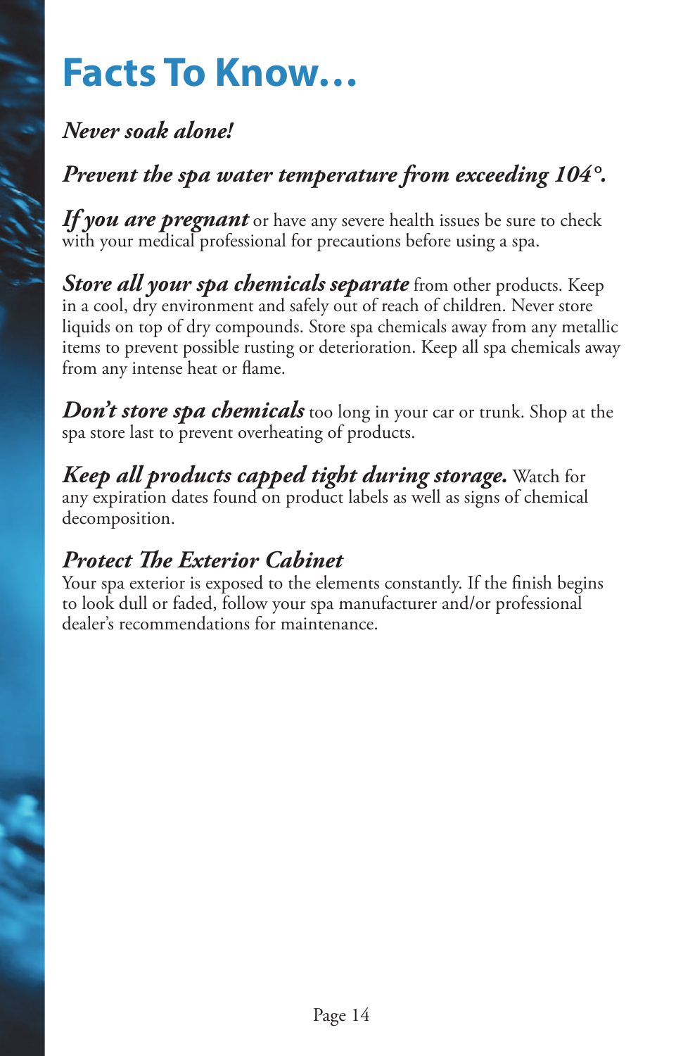# Facts To Know…

***Never soak alone!***

***Prevent the spa water temperature from exceeding 104°.***

***If you are pregnant*** or have any severe health issues be sure to check with your medical professional for precautions before using a spa.

***Store all your spa chemicals separate*** from other products. Keep in a cool, dry environment and safely out of reach of children. Never store liquids on top of dry compounds. Store spa chemicals away from any metallic items to prevent possible rusting or deterioration. Keep all spa chemicals away from any intense heat or flame.

***Don't store spa chemicals*** too long in your car or trunk. Shop at the spa store last to prevent overheating of products.

***Keep all products capped tight during storage.*** Watch for any expiration dates found on product labels as well as signs of chemical decomposition.

### *Protect The Exterior Cabinet*

Your spa exterior is exposed to the elements constantly. If the finish begins to look dull or faded, follow your spa manufacturer and/or professional dealer's recommendations for maintenance.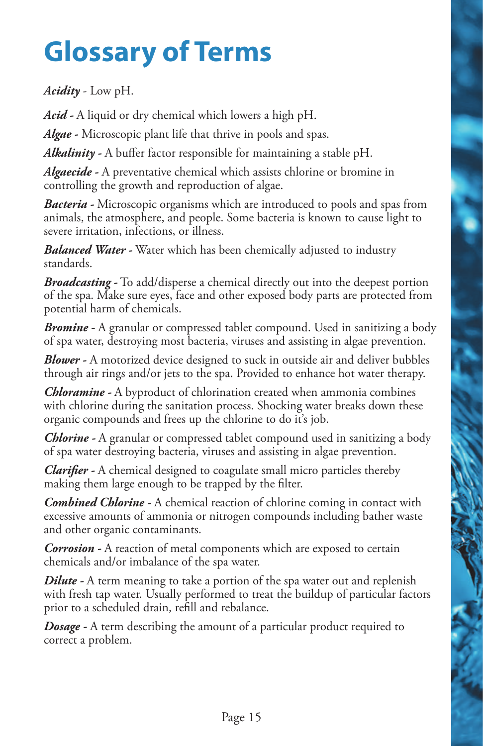# Glossary of Terms

***Acidity*** - Low pH.

***Acid -*** A liquid or dry chemical which lowers a high pH.

***Algae -*** Microscopic plant life that thrive in pools and spas.

***Alkalinity -*** A buffer factor responsible for maintaining a stable pH.

***Algaecide -*** A preventative chemical which assists chlorine or bromine in controlling the growth and reproduction of algae.

***Bacteria -*** Microscopic organisms which are introduced to pools and spas from animals, the atmosphere, and people. Some bacteria is known to cause light to severe irritation, infections, or illness.

***Balanced Water -*** Water which has been chemically adjusted to industry standards.

***Broadcasting -*** To add/disperse a chemical directly out into the deepest portion of the spa. Make sure eyes, face and other exposed body parts are protected from potential harm of chemicals.

***Bromine -*** A granular or compressed tablet compound. Used in sanitizing a body of spa water, destroying most bacteria, viruses and assisting in algae prevention.

***Blower -*** A motorized device designed to suck in outside air and deliver bubbles through air rings and/or jets to the spa. Provided to enhance hot water therapy.

***Chloramine -*** A byproduct of chlorination created when ammonia combines with chlorine during the sanitation process. Shocking water breaks down these organic compounds and frees up the chlorine to do it's job.

***Chlorine -*** A granular or compressed tablet compound used in sanitizing a body of spa water destroying bacteria, viruses and assisting in algae prevention.

***Clarifier -*** A chemical designed to coagulate small micro particles thereby making them large enough to be trapped by the filter.

***Combined Chlorine -*** A chemical reaction of chlorine coming in contact with excessive amounts of ammonia or nitrogen compounds including bather waste and other organic contaminants.

***Corrosion -*** A reaction of metal components which are exposed to certain chemicals and/or imbalance of the spa water.

***Dilute -*** A term meaning to take a portion of the spa water out and replenish with fresh tap water. Usually performed to treat the buildup of particular factors prior to a scheduled drain, refill and rebalance.

***Dosage -*** A term describing the amount of a particular product required to correct a problem.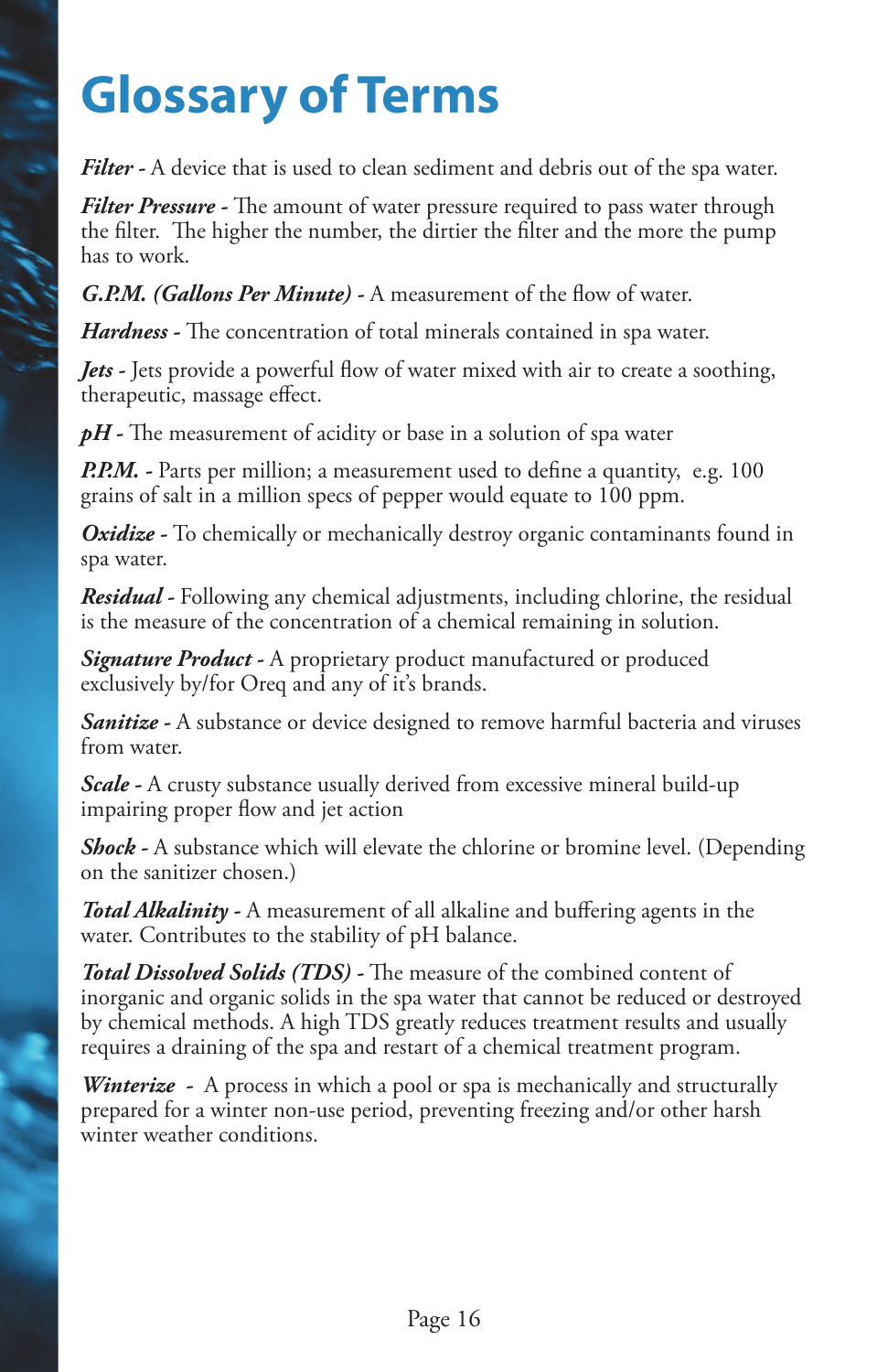# Glossary of Terms

***Filter -*** A device that is used to clean sediment and debris out of the spa water.

***Filter Pressure -*** The amount of water pressure required to pass water through the filter. The higher the number, the dirtier the filter and the more the pump has to work.

***G.P.M. (Gallons Per Minute) -*** A measurement of the flow of water.

***Hardness -*** The concentration of total minerals contained in spa water.

***Jets -*** Jets provide a powerful flow of water mixed with air to create a soothing, therapeutic, massage effect.

***pH -*** The measurement of acidity or base in a solution of spa water

***P.P.M. -*** Parts per million; a measurement used to define a quantity, e.g. 100 grains of salt in a million specs of pepper would equate to 100 ppm.

***Oxidize -*** To chemically or mechanically destroy organic contaminants found in spa water.

***Residual -*** Following any chemical adjustments, including chlorine, the residual is the measure of the concentration of a chemical remaining in solution.

***Signature Product -*** A proprietary product manufactured or produced exclusively by/for Oreq and any of it's brands.

***Sanitize -*** A substance or device designed to remove harmful bacteria and viruses from water.

***Scale -*** A crusty substance usually derived from excessive mineral build-up impairing proper flow and jet action

***Shock -*** A substance which will elevate the chlorine or bromine level. (Depending on the sanitizer chosen.)

***Total Alkalinity -*** A measurement of all alkaline and buffering agents in the water. Contributes to the stability of pH balance.

***Total Dissolved Solids (TDS) -*** The measure of the combined content of inorganic and organic solids in the spa water that cannot be reduced or destroyed by chemical methods. A high TDS greatly reduces treatment results and usually requires a draining of the spa and restart of a chemical treatment program.

***Winterize -*** A process in which a pool or spa is mechanically and structurally prepared for a winter non-use period, preventing freezing and/or other harsh winter weather conditions.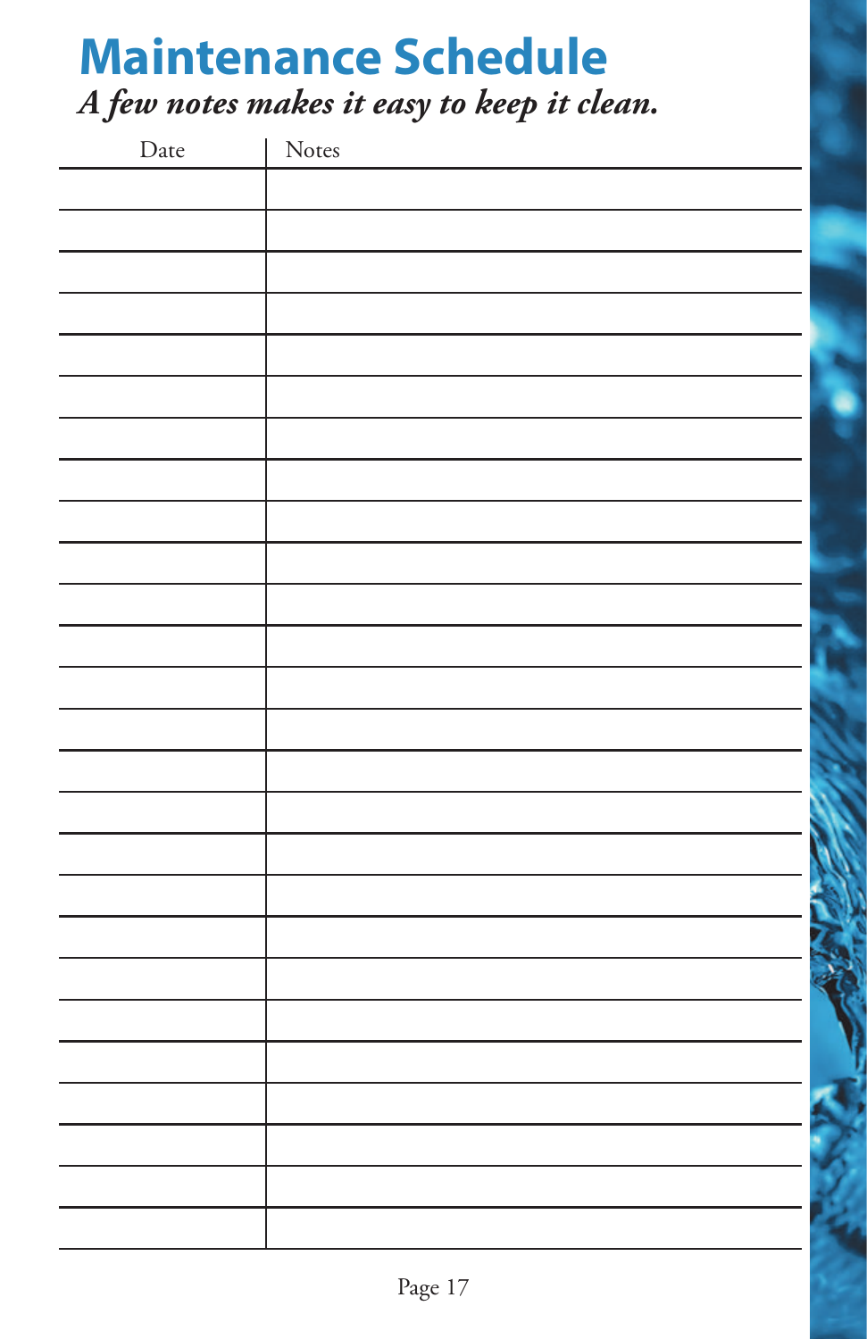# Maintenance Schedule

***A few notes makes it easy to keep it clean.***

| Date | Notes |
|---|---|
| | |
| | |
| | |
| | |
| | |
| | |
| | |
| | |
| | |
| | |
| | |
| | |
| | |
| | |
| | |
| | |
| | |
| | |
| | |
| | |
| | |
| | |
| | |
| | |
| | |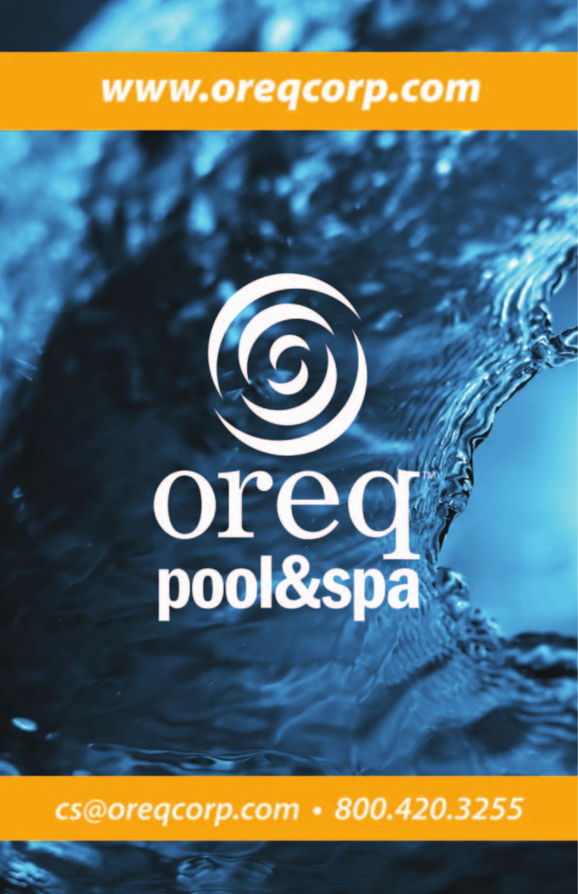www.oreqcorp.com

oreq™
pool&spa

cs@oreqcorp.com • 800.420.3255